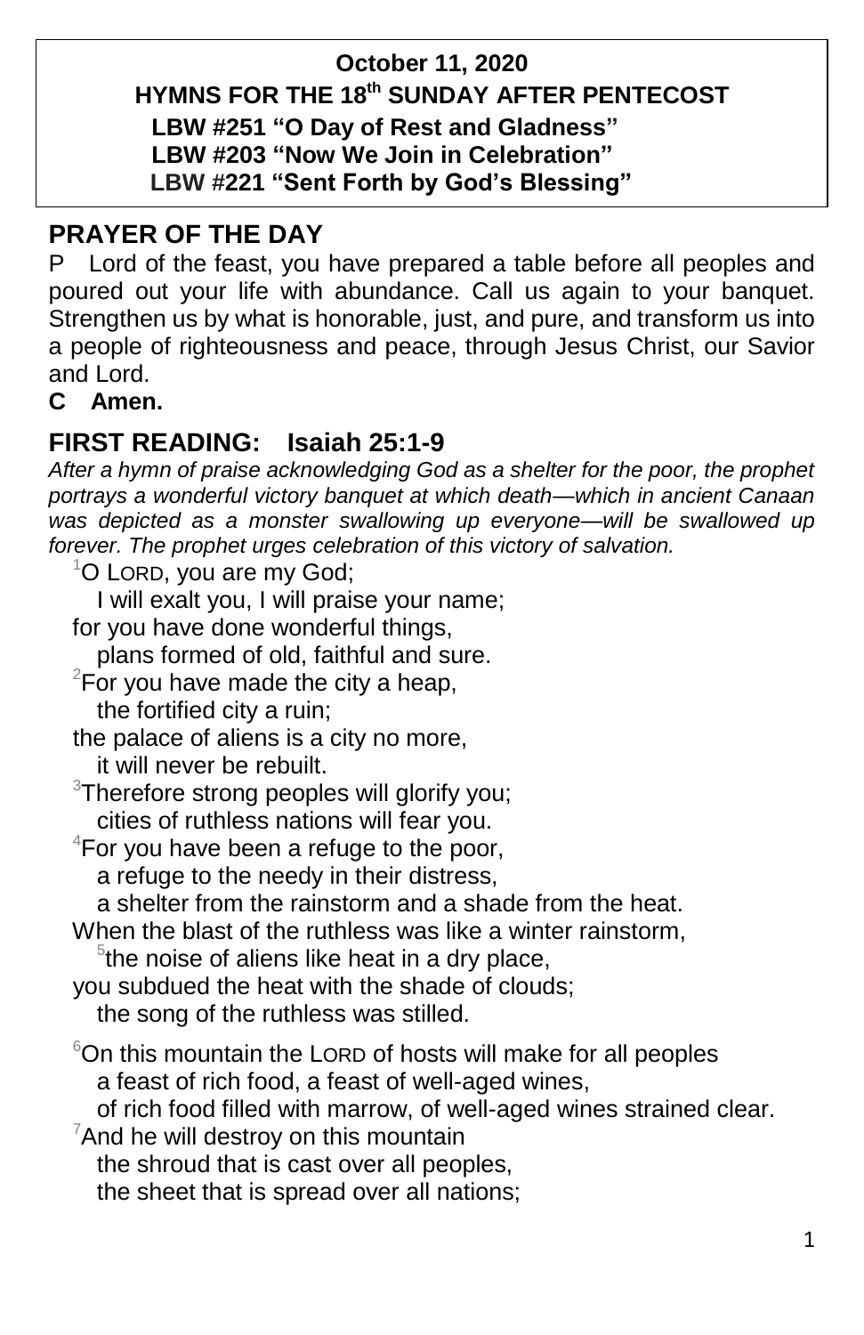**October 11, 2020**

**HYMNS FOR THE 18th SUNDAY AFTER PENTECOST**

**LBW #251 "O Day of Rest and Gladness"**
**LBW #203 "Now We Join in Celebration"**
**LBW #221 "Sent Forth by God's Blessing"**

## PRAYER OF THE DAY

P Lord of the feast, you have prepared a table before all peoples and poured out your life with abundance. Call us again to your banquet. Strengthen us by what is honorable, just, and pure, and transform us into a people of righteousness and peace, through Jesus Christ, our Savior and Lord.

**C Amen.**

## FIRST READING: Isaiah 25:1-9

*After a hymn of praise acknowledging God as a shelter for the poor, the prophet portrays a wonderful victory banquet at which death—which in ancient Canaan was depicted as a monster swallowing up everyone—will be swallowed up forever. The prophet urges celebration of this victory of salvation.*

[1]O LORD, you are my God;
 I will exalt you, I will praise your name;
for you have done wonderful things,
 plans formed of old, faithful and sure.
[2]For you have made the city a heap,
 the fortified city a ruin;
the palace of aliens is a city no more,
 it will never be rebuilt.
[3]Therefore strong peoples will glorify you;
 cities of ruthless nations will fear you.
[4]For you have been a refuge to the poor,
 a refuge to the needy in their distress,
 a shelter from the rainstorm and a shade from the heat.
When the blast of the ruthless was like a winter rainstorm,
 [5]the noise of aliens like heat in a dry place,
you subdued the heat with the shade of clouds;
 the song of the ruthless was stilled.

[6]On this mountain the LORD of hosts will make for all peoples
 a feast of rich food, a feast of well-aged wines,
 of rich food filled with marrow, of well-aged wines strained clear.
[7]And he will destroy on this mountain
 the shroud that is cast over all peoples,
 the sheet that is spread over all nations;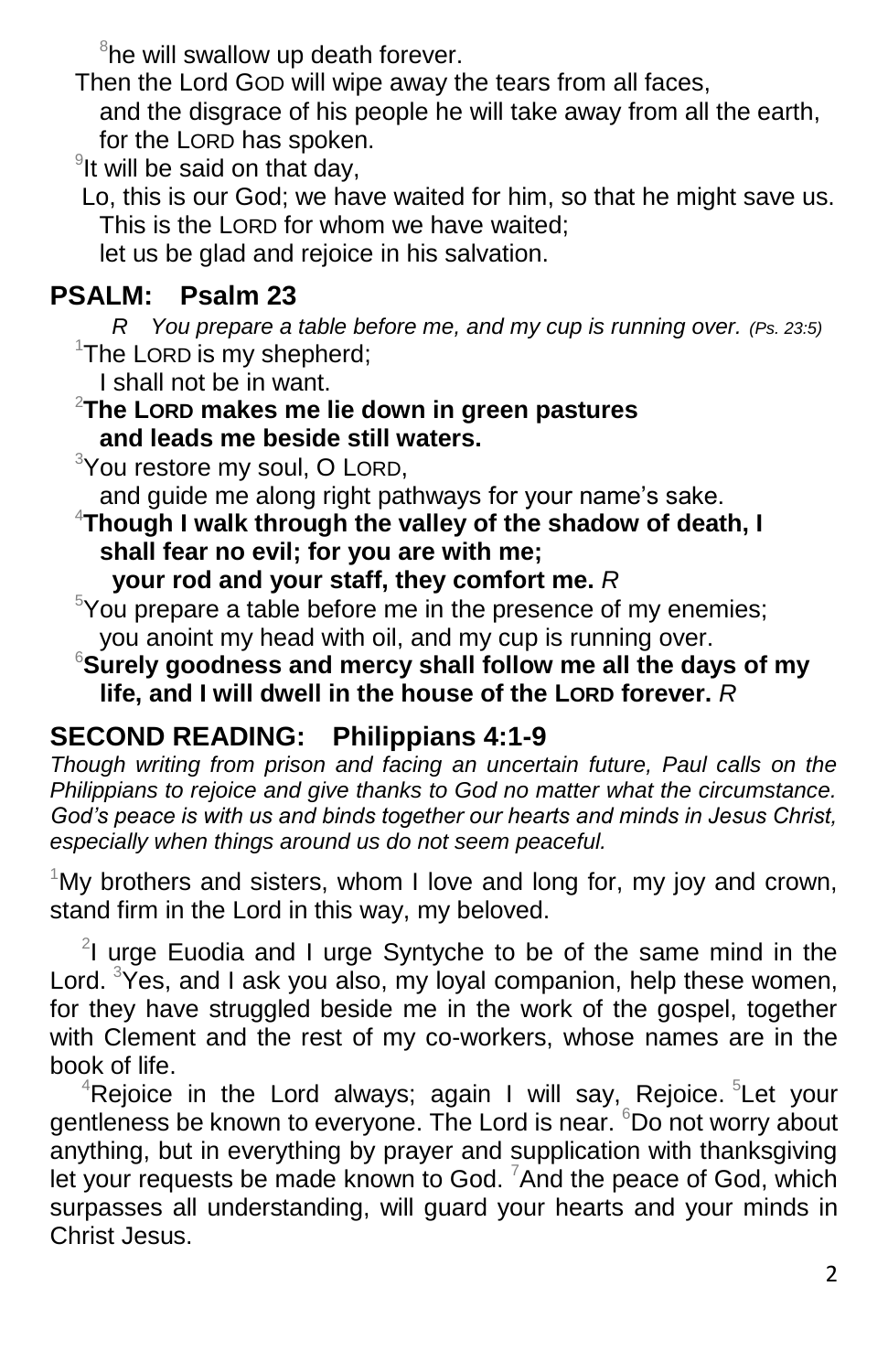[8]he will swallow up death forever.

Then the Lord GOD will wipe away the tears from all faces,
and the disgrace of his people he will take away from all the earth,
for the LORD has spoken.

[9]It will be said on that day,

Lo, this is our God; we have waited for him, so that he might save us.
This is the LORD for whom we have waited;
let us be glad and rejoice in his salvation.

## PSALM: Psalm 23

*R You prepare a table before me, and my cup is running over. (Ps. 23:5)*

[1]The LORD is my shepherd;
I shall not be in want.

[2]**The LORD makes me lie down in green pastures
and leads me beside still waters.**

[3]You restore my soul, O LORD,
and guide me along right pathways for your name's sake.

[4]**Though I walk through the valley of the shadow of death, I shall fear no evil; for you are with me;
your rod and your staff, they comfort me.** *R*

[5]You prepare a table before me in the presence of my enemies;
you anoint my head with oil, and my cup is running over.

[6]**Surely goodness and mercy shall follow me all the days of my life, and I will dwell in the house of the LORD forever.** *R*

## SECOND READING: Philippians 4:1-9

*Though writing from prison and facing an uncertain future, Paul calls on the Philippians to rejoice and give thanks to God no matter what the circumstance. God's peace is with us and binds together our hearts and minds in Jesus Christ, especially when things around us do not seem peaceful.*

[1]My brothers and sisters, whom I love and long for, my joy and crown, stand firm in the Lord in this way, my beloved.

[2]I urge Euodia and I urge Syntyche to be of the same mind in the Lord. [3]Yes, and I ask you also, my loyal companion, help these women, for they have struggled beside me in the work of the gospel, together with Clement and the rest of my co-workers, whose names are in the book of life.

[4]Rejoice in the Lord always; again I will say, Rejoice. [5]Let your gentleness be known to everyone. The Lord is near. [6]Do not worry about anything, but in everything by prayer and supplication with thanksgiving let your requests be made known to God. [7]And the peace of God, which surpasses all understanding, will guard your hearts and your minds in Christ Jesus.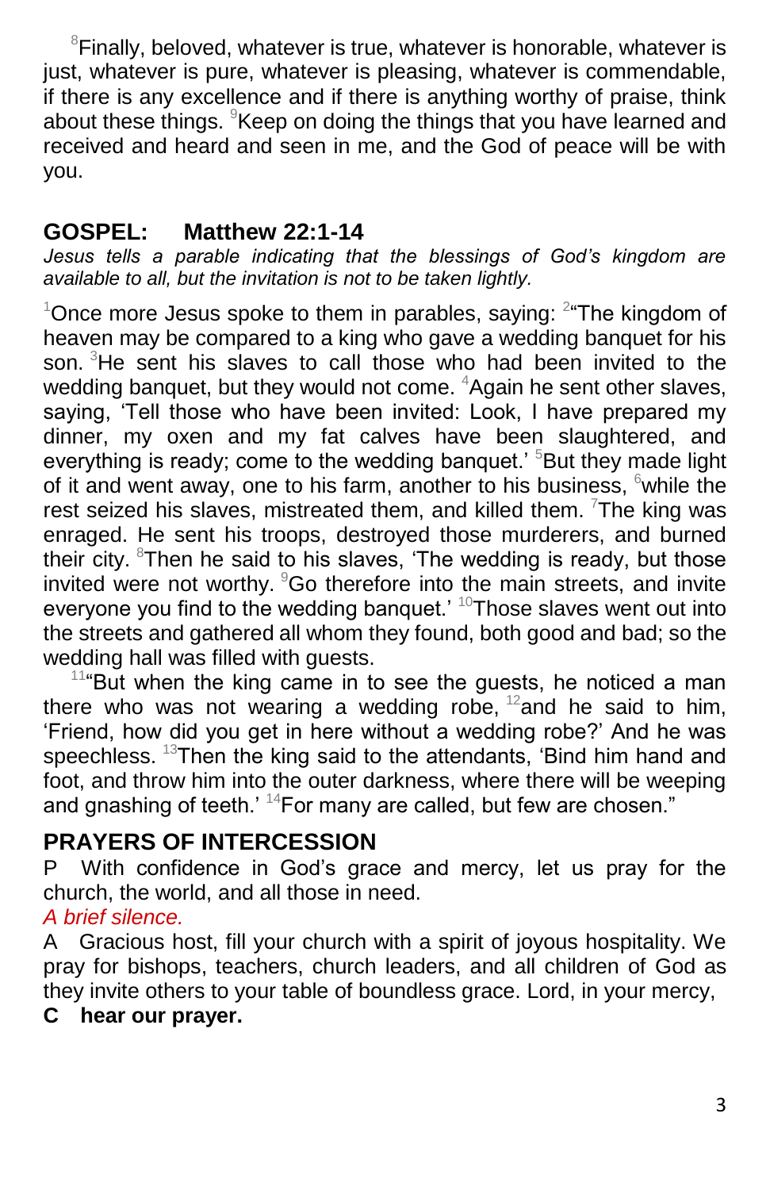[8]Finally, beloved, whatever is true, whatever is honorable, whatever is just, whatever is pure, whatever is pleasing, whatever is commendable, if there is any excellence and if there is anything worthy of praise, think about these things. [9]Keep on doing the things that you have learned and received and heard and seen in me, and the God of peace will be with you.

## GOSPEL: Matthew 22:1-14

*Jesus tells a parable indicating that the blessings of God's kingdom are available to all, but the invitation is not to be taken lightly.*

[1]Once more Jesus spoke to them in parables, saying: [2]"The kingdom of heaven may be compared to a king who gave a wedding banquet for his son. [3]He sent his slaves to call those who had been invited to the wedding banquet, but they would not come. [4]Again he sent other slaves, saying, 'Tell those who have been invited: Look, I have prepared my dinner, my oxen and my fat calves have been slaughtered, and everything is ready; come to the wedding banquet.' [5]But they made light of it and went away, one to his farm, another to his business, [6]while the rest seized his slaves, mistreated them, and killed them. [7]The king was enraged. He sent his troops, destroyed those murderers, and burned their city. [8]Then he said to his slaves, 'The wedding is ready, but those invited were not worthy. [9]Go therefore into the main streets, and invite everyone you find to the wedding banquet.' [10]Those slaves went out into the streets and gathered all whom they found, both good and bad; so the wedding hall was filled with guests.

[11]"But when the king came in to see the guests, he noticed a man there who was not wearing a wedding robe, [12]and he said to him, 'Friend, how did you get in here without a wedding robe?' And he was speechless. [13]Then the king said to the attendants, 'Bind him hand and foot, and throw him into the outer darkness, where there will be weeping and gnashing of teeth.' [14]For many are called, but few are chosen."

## PRAYERS OF INTERCESSION

P With confidence in God's grace and mercy, let us pray for the church, the world, and all those in need.

*A brief silence.*

A Gracious host, fill your church with a spirit of joyous hospitality. We pray for bishops, teachers, church leaders, and all children of God as they invite others to your table of boundless grace. Lord, in your mercy,

**C hear our prayer.**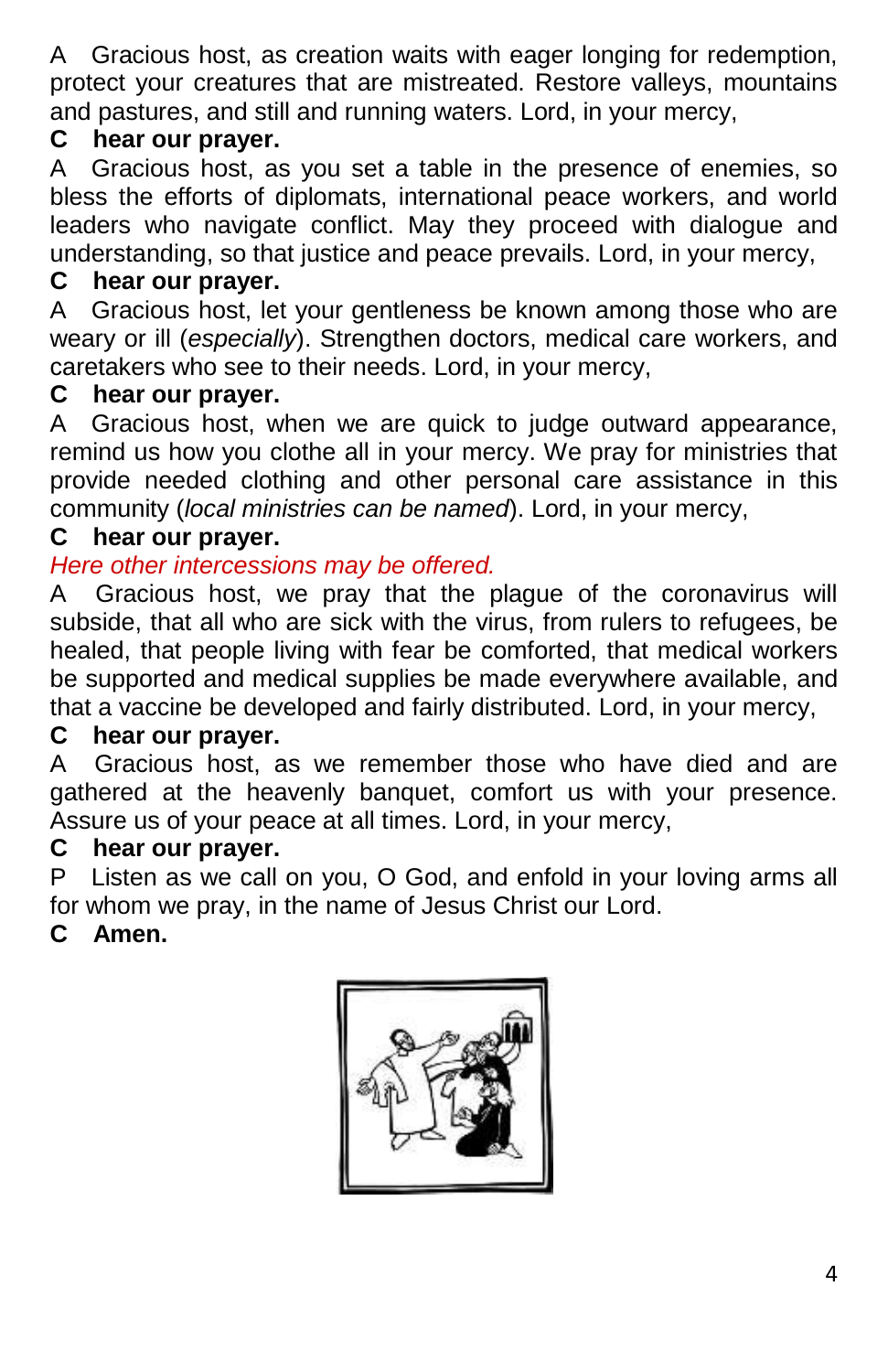A Gracious host, as creation waits with eager longing for redemption, protect your creatures that are mistreated. Restore valleys, mountains and pastures, and still and running waters. Lord, in your mercy,

**C hear our prayer.**

A Gracious host, as you set a table in the presence of enemies, so bless the efforts of diplomats, international peace workers, and world leaders who navigate conflict. May they proceed with dialogue and understanding, so that justice and peace prevails. Lord, in your mercy,

**C hear our prayer.**

A Gracious host, let your gentleness be known among those who are weary or ill (*especially*). Strengthen doctors, medical care workers, and caretakers who see to their needs. Lord, in your mercy,

**C hear our prayer.**

A Gracious host, when we are quick to judge outward appearance, remind us how you clothe all in your mercy. We pray for ministries that provide needed clothing and other personal care assistance in this community (*local ministries can be named*). Lord, in your mercy,

**C hear our prayer.**

*Here other intercessions may be offered.*

A Gracious host, we pray that the plague of the coronavirus will subside, that all who are sick with the virus, from rulers to refugees, be healed, that people living with fear be comforted, that medical workers be supported and medical supplies be made everywhere available, and that a vaccine be developed and fairly distributed. Lord, in your mercy,

**C hear our prayer.**

A Gracious host, as we remember those who have died and are gathered at the heavenly banquet, comfort us with your presence. Assure us of your peace at all times. Lord, in your mercy,

**C hear our prayer.**

P Listen as we call on you, O God, and enfold in your loving arms all for whom we pray, in the name of Jesus Christ our Lord.

**C Amen.**